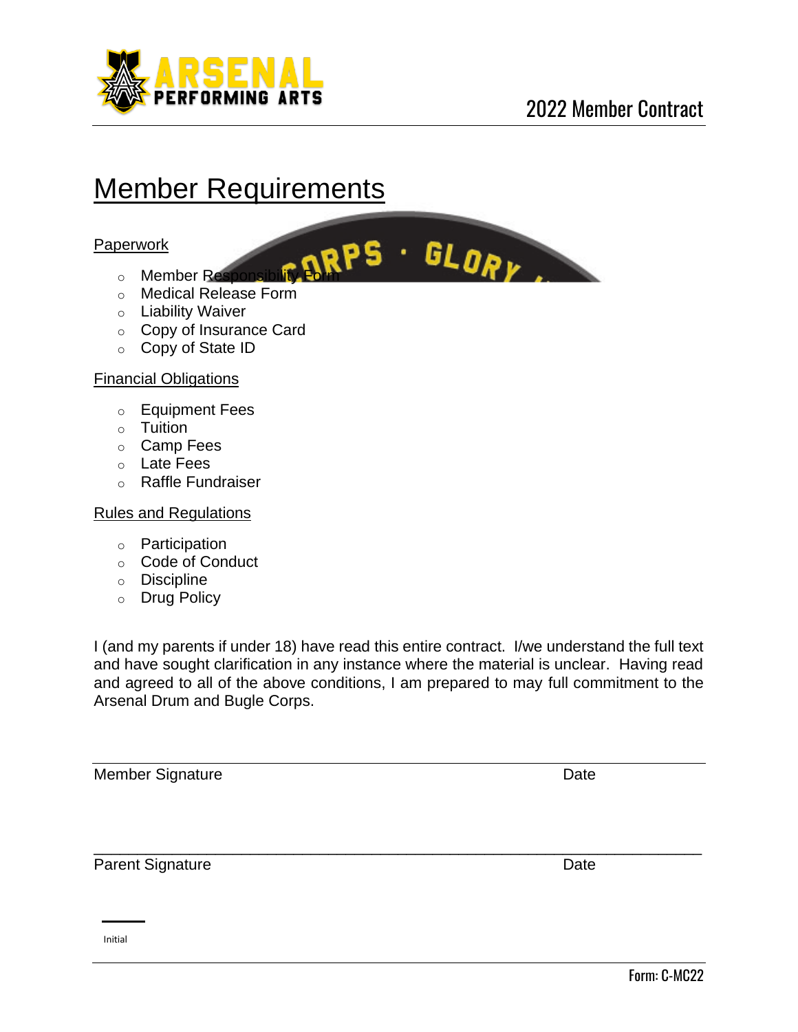# Member Requirements

Paperwork

- Member Responsibility Form
- Medical Release Form
- Liability Waiver
- Copy of Insurance Card
- Copy of State ID

Financial Obligations

- Equipment Fees
- Tuition
- Camp Fees
- Late Fees
- Raffle Fundraiser

Rules and Regulations

- Participation
- Code of Conduct
- Discipline
- Drug Policy

I (and my parents if under 18) have read this entire contract. I/we understand the full text and have sought clarification in any instance where the material is unclear. Having read and agreed to all of the above conditions, I am prepared to may full commitment to the Arsenal Drum and Bugle Corps.

Member Signature Date

Parent Signature Date

Initial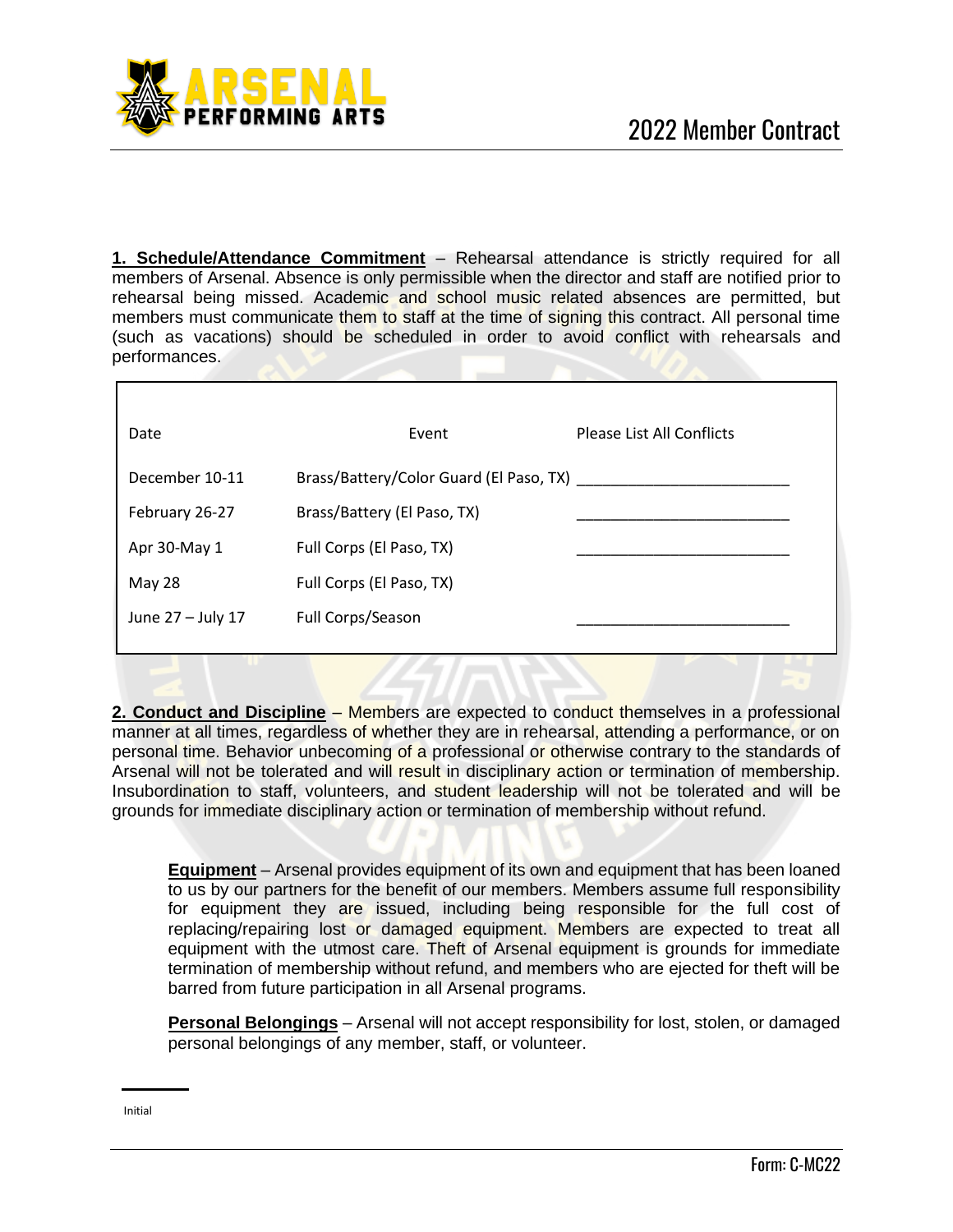# 2022 Member Contract

**1. Schedule/Attendance Commitment** – Rehearsal attendance is strictly required for all members of Arsenal. Absence is only permissible when the director and staff are notified prior to rehearsal being missed. Academic and school music related absences are permitted, but members must communicate them to staff at the time of signing this contract. All personal time (such as vacations) should be scheduled in order to avoid conflict with rehearsals and performances.

| Date | Event | Please List All Conflicts |
|---|---|---|
| December 10-11 | Brass/Battery/Color Guard (El Paso, TX) | ________________________ |
| February 26-27 | Brass/Battery (El Paso, TX) | ________________________ |
| Apr 30-May 1 | Full Corps (El Paso, TX) | ________________________ |
| May 28 | Full Corps (El Paso, TX) | |
| June 27 – July 17 | Full Corps/Season | ________________________ |

**2. Conduct and Discipline** – Members are expected to conduct themselves in a professional manner at all times, regardless of whether they are in rehearsal, attending a performance, or on personal time. Behavior unbecoming of a professional or otherwise contrary to the standards of Arsenal will not be tolerated and will result in disciplinary action or termination of membership. Insubordination to staff, volunteers, and student leadership will not be tolerated and will be grounds for immediate disciplinary action or termination of membership without refund.

**Equipment** – Arsenal provides equipment of its own and equipment that has been loaned to us by our partners for the benefit of our members. Members assume full responsibility for equipment they are issued, including being responsible for the full cost of replacing/repairing lost or damaged equipment. Members are expected to treat all equipment with the utmost care. Theft of Arsenal equipment is grounds for immediate termination of membership without refund, and members who are ejected for theft will be barred from future participation in all Arsenal programs.

**Personal Belongings** – Arsenal will not accept responsibility for lost, stolen, or damaged personal belongings of any member, staff, or volunteer.

______

Initial

Form: C-MC22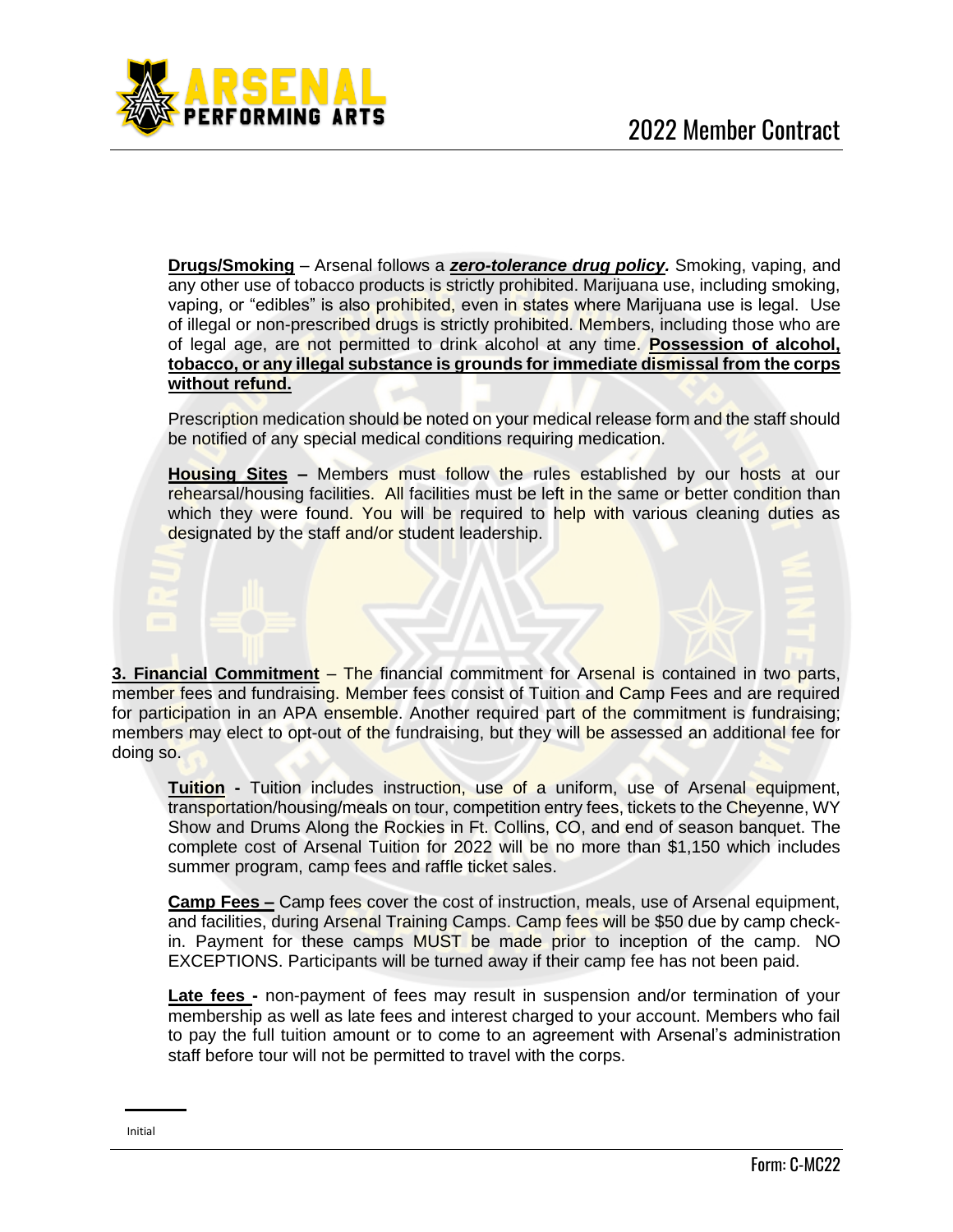**Drugs/Smoking** – Arsenal follows a ***zero-tolerance drug policy.*** Smoking, vaping, and any other use of tobacco products is strictly prohibited. Marijuana use, including smoking, vaping, or "edibles" is also prohibited, even in states where Marijuana use is legal. Use of illegal or non-prescribed drugs is strictly prohibited. Members, including those who are of legal age, are not permitted to drink alcohol at any time. **Possession of alcohol, tobacco, or any illegal substance is grounds for immediate dismissal from the corps without refund.**

Prescription medication should be noted on your medical release form and the staff should be notified of any special medical conditions requiring medication.

**Housing Sites –** Members must follow the rules established by our hosts at our rehearsal/housing facilities. All facilities must be left in the same or better condition than which they were found. You will be required to help with various cleaning duties as designated by the staff and/or student leadership.

**3. Financial Commitment** – The financial commitment for Arsenal is contained in two parts, member fees and fundraising. Member fees consist of Tuition and Camp Fees and are required for participation in an APA ensemble. Another required part of the commitment is fundraising; members may elect to opt-out of the fundraising, but they will be assessed an additional fee for doing so.

**Tuition -** Tuition includes instruction, use of a uniform, use of Arsenal equipment, transportation/housing/meals on tour, competition entry fees, tickets to the Cheyenne, WY Show and Drums Along the Rockies in Ft. Collins, CO, and end of season banquet. The complete cost of Arsenal Tuition for 2022 will be no more than $1,150 which includes summer program, camp fees and raffle ticket sales.

**Camp Fees –** Camp fees cover the cost of instruction, meals, use of Arsenal equipment, and facilities, during Arsenal Training Camps. Camp fees will be $50 due by camp check-in. Payment for these camps MUST be made prior to inception of the camp. NO EXCEPTIONS. Participants will be turned away if their camp fee has not been paid.

**Late fees -** non-payment of fees may result in suspension and/or termination of your membership as well as late fees and interest charged to your account. Members who fail to pay the full tuition amount or to come to an agreement with Arsenal's administration staff before tour will not be permitted to travel with the corps.

______
Initial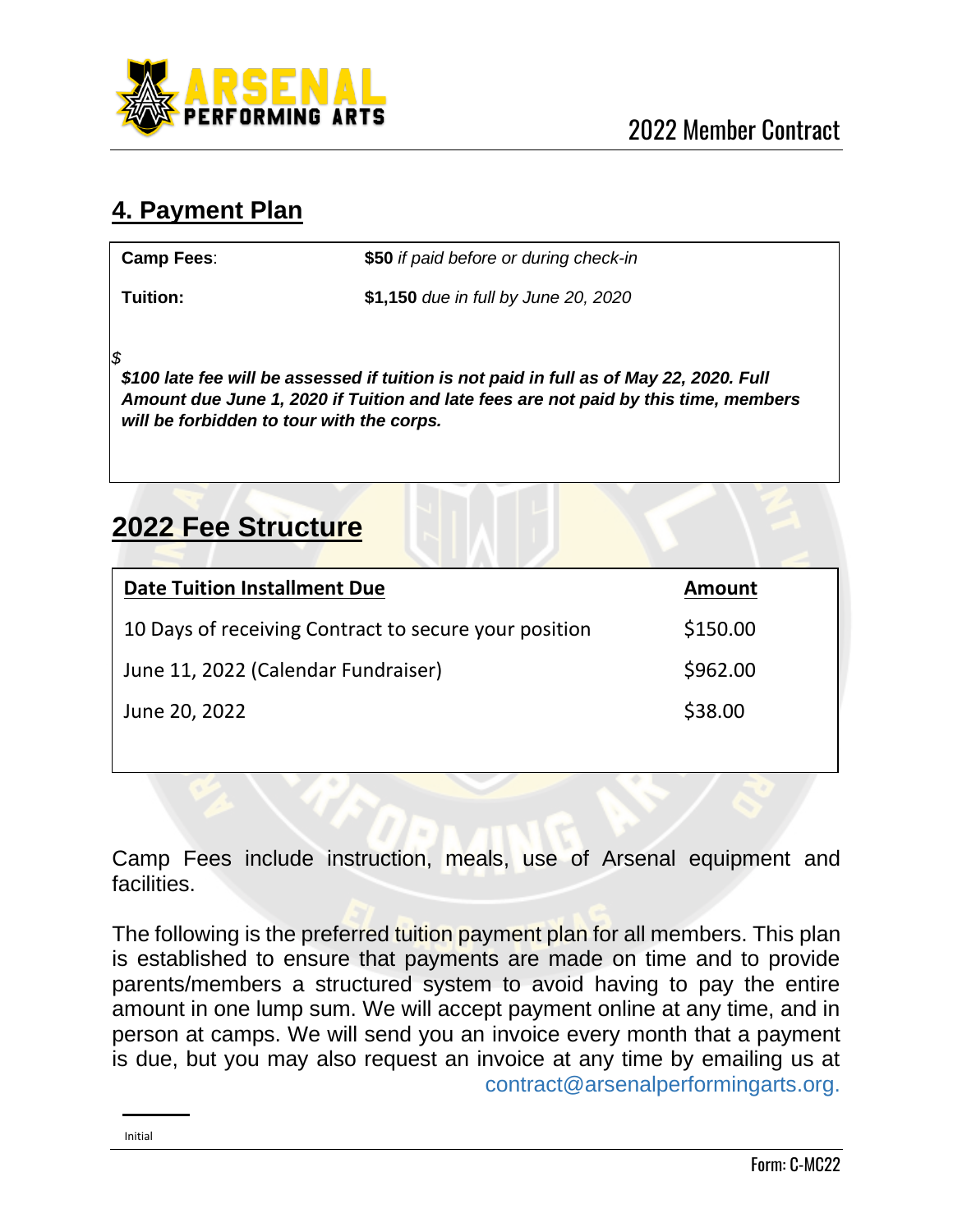## 4. Payment Plan

| | |
|---|---|
| **Camp Fees**: | **$50** *if paid before or during check-in* |
| **Tuition:** | **$1,150** *due in full by June 20, 2020* |

*$*

***$100 late fee will be assessed if tuition is not paid in full as of May 22, 2020. Full Amount due June 1, 2020 if Tuition and late fees are not paid by this time, members will be forbidden to tour with the corps.***

## 2022 Fee Structure

| Date Tuition Installment Due | Amount |
|---|---|
| 10 Days of receiving Contract to secure your position | $150.00 |
| June 11, 2022 (Calendar Fundraiser) | $962.00 |
| June 20, 2022 | $38.00 |

Camp Fees include instruction, meals, use of Arsenal equipment and facilities.

The following is the preferred tuition payment plan for all members. This plan is established to ensure that payments are made on time and to provide parents/members a structured system to avoid having to pay the entire amount in one lump sum. We will accept payment online at any time, and in person at camps. We will send you an invoice every month that a payment is due, but you may also request an invoice at any time by emailing us at contract@arsenalperformingarts.org.

Initial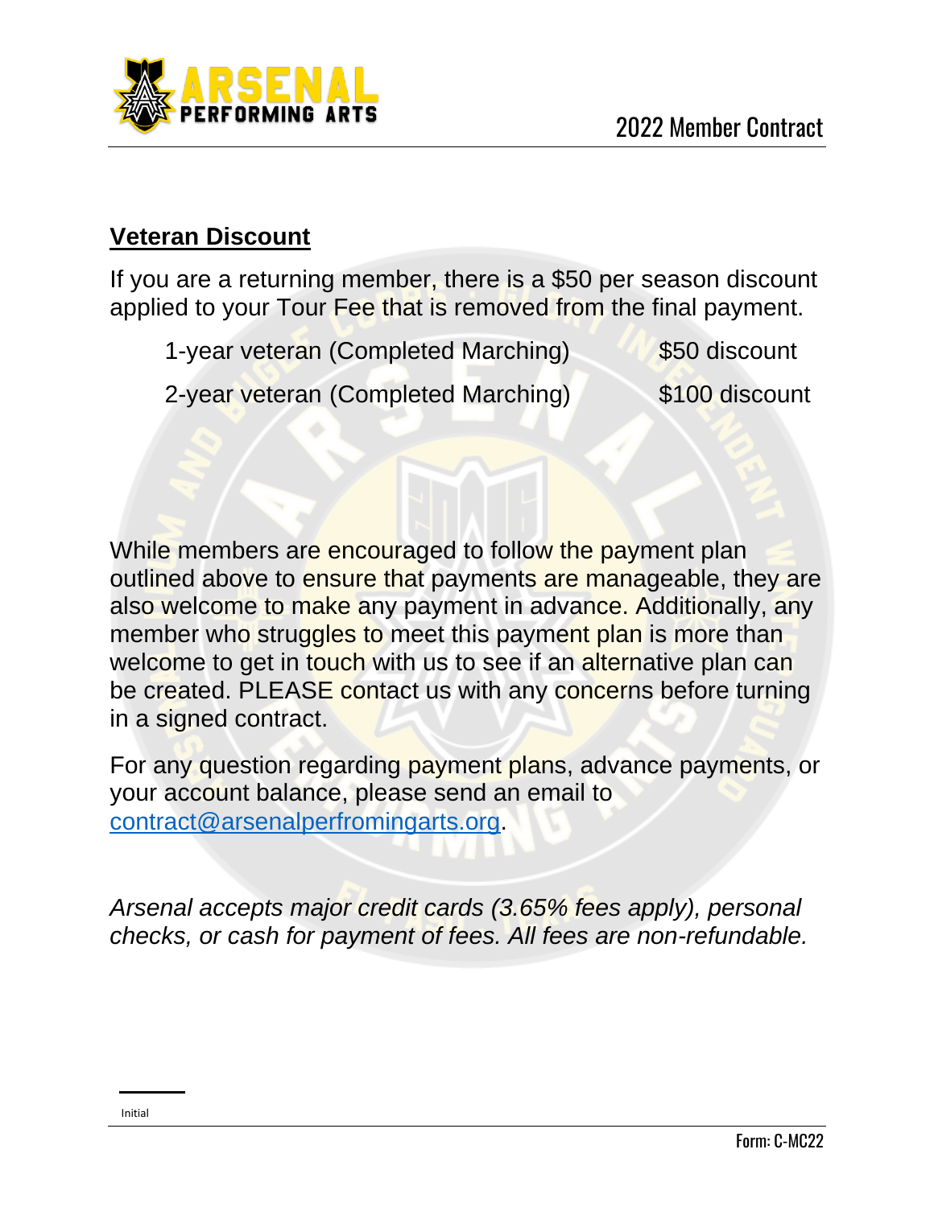## Veteran Discount

If you are a returning member, there is a $50 per season discount applied to your Tour Fee that is removed from the final payment.

| | |
|---|---|
| 1-year veteran (Completed Marching) | $50 discount |
| 2-year veteran (Completed Marching) | $100 discount |

While members are encouraged to follow the payment plan outlined above to ensure that payments are manageable, they are also welcome to make any payment in advance. Additionally, any member who struggles to meet this payment plan is more than welcome to get in touch with us to see if an alternative plan can be created. PLEASE contact us with any concerns before turning in a signed contract.

For any question regarding payment plans, advance payments, or your account balance, please send an email to contract@arsenalperfromingarts.org.

*Arsenal accepts major credit cards (3.65% fees apply), personal checks, or cash for payment of fees. All fees are non-refundable.*

Initial